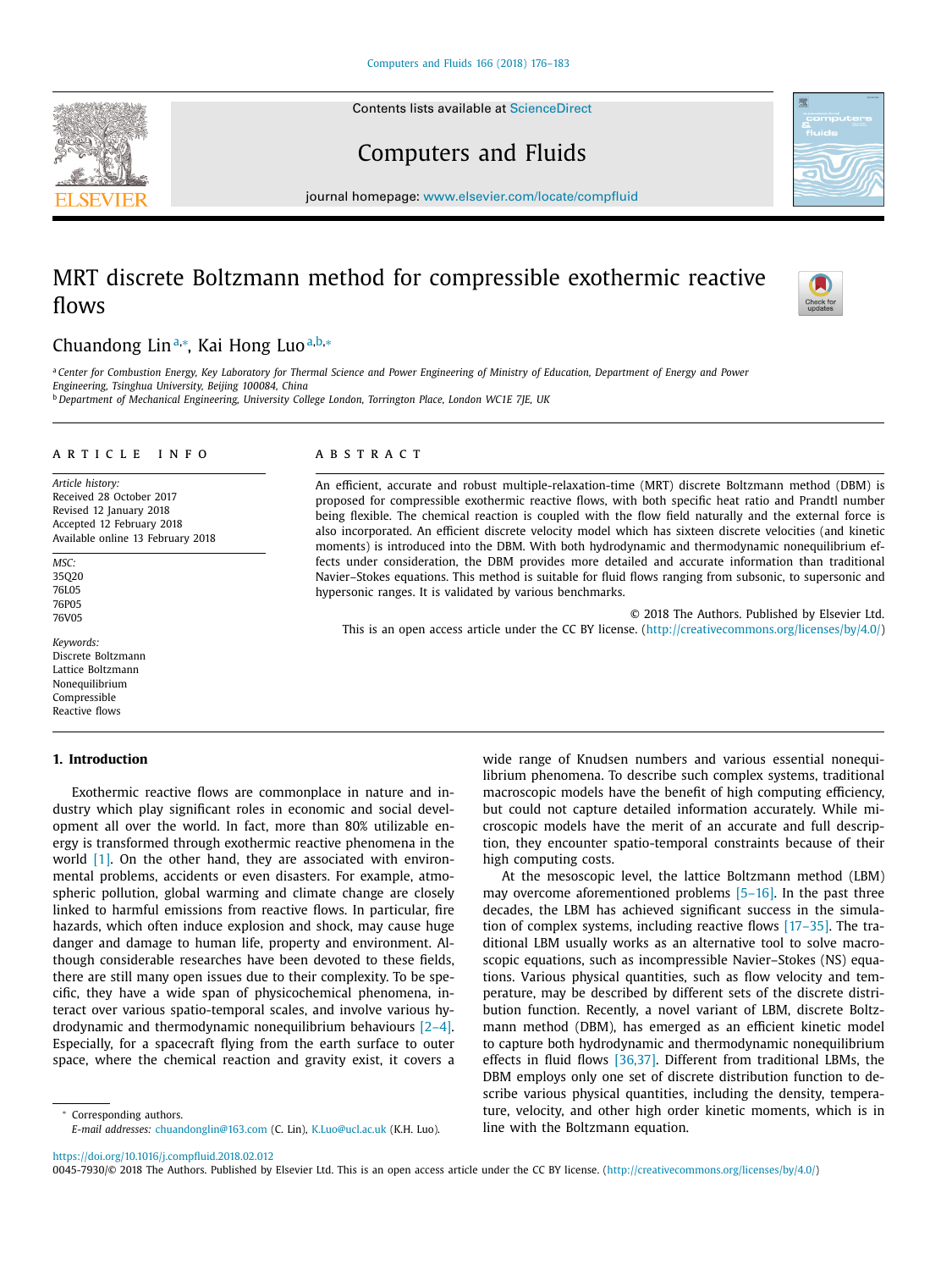Contents lists available at ScienceDirect

# Computers and Fluids

journal homepage: www.elsevier.com/locate/compfluid

# MRT discrete Boltzmann method for compressible exothermic reactive flows

Chuandong Lin[a,*], Kai Hong Luo[a,b,*]

[a] Center for Combustion Energy, Key Laboratory for Thermal Science and Power Engineering of Ministry of Education, Department of Energy and Power Engineering, Tsinghua University, Beijing 100084, China

[b] Department of Mechanical Engineering, University College London, Torrington Place, London WC1E 7JE, UK

## ARTICLE INFO

*Article history:*
Received 28 October 2017
Revised 12 January 2018
Accepted 12 February 2018
Available online 13 February 2018

*MSC:*
35Q20
76L05
76P05
76V05

*Keywords:*
Discrete Boltzmann
Lattice Boltzmann
Nonequilibrium
Compressible
Reactive flows

## ABSTRACT

An efficient, accurate and robust multiple-relaxation-time (MRT) discrete Boltzmann method (DBM) is proposed for compressible exothermic reactive flows, with both specific heat ratio and Prandtl number being flexible. The chemical reaction is coupled with the flow field naturally and the external force is also incorporated. An efficient discrete velocity model which has sixteen discrete velocities (and kinetic moments) is introduced into the DBM. With both hydrodynamic and thermodynamic nonequilibrium effects under consideration, the DBM provides more detailed and accurate information than traditional Navier–Stokes equations. This method is suitable for fluid flows ranging from subsonic, to supersonic and hypersonic ranges. It is validated by various benchmarks.

© 2018 The Authors. Published by Elsevier Ltd.
This is an open access article under the CC BY license. (http://creativecommons.org/licenses/by/4.0/)

## 1. Introduction

Exothermic reactive flows are commonplace in nature and industry which play significant roles in economic and social development all over the world. In fact, more than 80% utilizable energy is transformed through exothermic reactive phenomena in the world [1]. On the other hand, they are associated with environmental problems, accidents or even disasters. For example, atmospheric pollution, global warming and climate change are closely linked to harmful emissions from reactive flows. In particular, fire hazards, which often induce explosion and shock, may cause huge danger and damage to human life, property and environment. Although considerable researches have been devoted to these fields, there are still many open issues due to their complexity. To be specific, they have a wide span of physicochemical phenomena, interact over various spatio-temporal scales, and involve various hydrodynamic and thermodynamic nonequilibrium behaviours [2–4]. Especially, for a spacecraft flying from the earth surface to outer space, where the chemical reaction and gravity exist, it covers a wide range of Knudsen numbers and various essential nonequilibrium phenomena. To describe such complex systems, traditional macroscopic models have the benefit of high computing efficiency, but could not capture detailed information accurately. While microscopic models have the merit of an accurate and full description, they encounter spatio-temporal constraints because of their high computing costs.

At the mesoscopic level, the lattice Boltzmann method (LBM) may overcome aforementioned problems [5–16]. In the past three decades, the LBM has achieved significant success in the simulation of complex systems, including reactive flows [17–35]. The traditional LBM usually works as an alternative tool to solve macroscopic equations, such as incompressible Navier–Stokes (NS) equations. Various physical quantities, such as flow velocity and temperature, may be described by different sets of the discrete distribution function. Recently, a novel variant of LBM, discrete Boltzmann method (DBM), has emerged as an efficient kinetic model to capture both hydrodynamic and thermodynamic nonequilibrium effects in fluid flows [36,37]. Different from traditional LBMs, the DBM employs only one set of discrete distribution function to describe various physical quantities, including the density, temperature, velocity, and other high order kinetic moments, which is in line with the Boltzmann equation.

* Corresponding authors.
*E-mail addresses:* chuandonglin@163.com (C. Lin), K.Luo@ucl.ac.uk (K.H. Luo).

https://doi.org/10.1016/j.compfluid.2018.02.012
0045-7930/© 2018 The Authors. Published by Elsevier Ltd. This is an open access article under the CC BY license. (http://creativecommons.org/licenses/by/4.0/)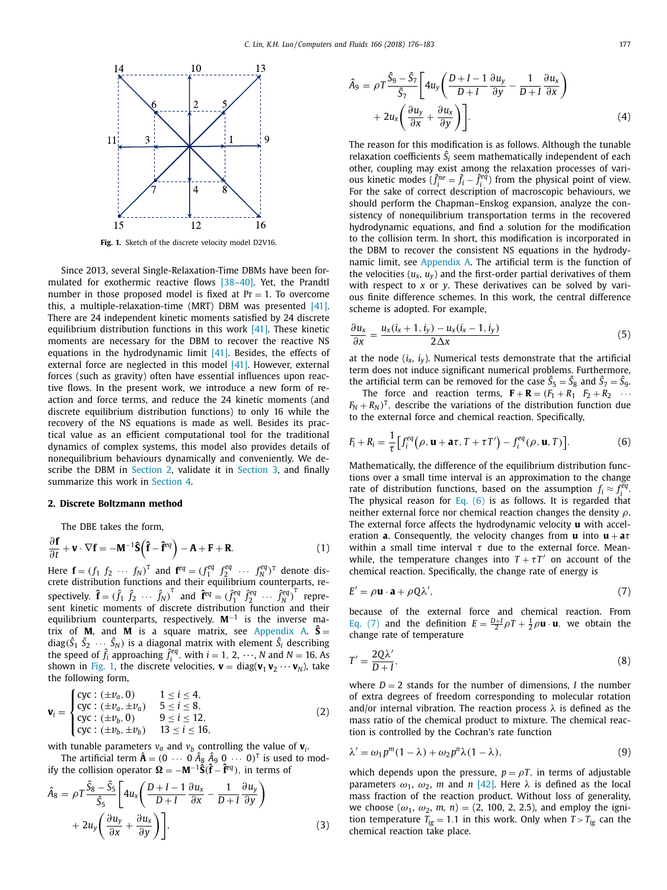Fig. 1. Sketch of the discrete velocity model D2V16.

Since 2013, several Single-Relaxation-Time DBMs have been formulated for exothermic reactive flows [38–40]. Yet, the Prandtl number in those proposed model is fixed at $\Pr = 1$. To overcome this, a multiple-relaxation-time (MRT) DBM was presented [41]. There are 24 independent kinetic moments satisfied by 24 discrete equilibrium distribution functions in this work [41]. These kinetic moments are necessary for the DBM to recover the reactive NS equations in the hydrodynamic limit [41]. Besides, the effects of external force are neglected in this model [41]. However, external forces (such as gravity) often have essential influences upon reactive flows. In the present work, we introduce a new form of reaction and force terms, and reduce the 24 kinetic moments (and discrete equilibrium distribution functions) to only 16 while the recovery of the NS equations is made as well. Besides its practical value as an efficient computational tool for the traditional dynamics of complex systems, this model also provides details of nonequilibrium behaviours dynamically and conveniently. We describe the DBM in Section 2, validate it in Section 3, and finally summarize this work in Section 4.

## 2. Discrete Boltzmann method

The DBE takes the form,

$$\frac{\partial \mathbf{f}}{\partial t} + \mathbf{v} \cdot \nabla \mathbf{f} = -\mathbf{M}^{-1}\hat{\mathbf{S}}\left(\hat{\mathbf{f}} - \hat{\mathbf{f}}^{eq}\right) - \mathbf{A} + \mathbf{F} + \mathbf{R}. \tag{1}$$

Here $\mathbf{f} = (f_1 \ f_2 \ \cdots \ f_N)^{\mathrm{T}}$ and $\mathbf{f}^{eq} = (f_1^{eq} \ f_2^{eq} \ \cdots \ f_N^{eq})^{\mathrm{T}}$ denote discrete distribution functions and their equilibrium counterparts, respectively. $\hat{\mathbf{f}} = (\hat{f}_1 \ \hat{f}_2 \ \cdots \ \hat{f}_N)^{\mathrm{T}}$ and $\hat{\mathbf{f}}^{eq} = (\hat{f}_1^{eq} \ \hat{f}_2^{eq} \ \cdots \ \hat{f}_N^{eq})^{\mathrm{T}}$ represent kinetic moments of discrete distribution function and their equilibrium counterparts, respectively. $\mathbf{M}^{-1}$ is the inverse matrix of $\mathbf{M}$, and $\mathbf{M}$ is a square matrix, see Appendix A. $\hat{\mathbf{S}} = \mathrm{diag}(\hat{S}_1 \ \hat{S}_2 \ \cdots \ \hat{S}_N)$ is a diagonal matrix with element $\hat{S}_i$ describing the speed of $\hat{f}_i$ approaching $\hat{f}_i^{eq}$, with $i = 1, 2, \cdots, N$ and $N = 16$. As shown in Fig. 1, the discrete velocities, $\mathbf{v} = \mathrm{diag}(\mathbf{v}_1 \, \mathbf{v}_2 \cdots \mathbf{v}_N)$, take the following form,

$$\mathbf{v}_i = \begin{cases} \text{cyc}: (\pm v_a, 0) & 1 \le i \le 4, \\ \text{cyc}: (\pm v_a, \pm v_a) & 5 \le i \le 8, \\ \text{cyc}: (\pm v_b, 0) & 9 \le i \le 12, \\ \text{cyc}: (\pm v_b, \pm v_b) & 13 \le i \le 16, \end{cases} \tag{2}$$

with tunable parameters $v_a$ and $v_b$ controlling the value of $\mathbf{v}_i$.

The artificial term $\hat{\mathbf{A}} = (0 \ \cdots \ 0 \ \hat{A}_8 \ \hat{A}_9 \ 0 \ \cdots \ 0)^{\mathrm{T}}$ is used to modify the collision operator $\mathbf{\Omega} = -\mathbf{M}^{-1}\hat{\mathbf{S}}(\hat{\mathbf{f}} - \hat{\mathbf{f}}^{eq})$, in terms of

$$\hat{A}_8 = \rho T \frac{\hat{S}_8 - \hat{S}_5}{\hat{S}_5}\left[4u_x\left(\frac{D+I-1}{D+I}\frac{\partial u_x}{\partial x} - \frac{1}{D+I}\frac{\partial u_y}{\partial y}\right) + 2u_y\left(\frac{\partial u_y}{\partial x} + \frac{\partial u_x}{\partial y}\right)\right], \tag{3}$$

$$\hat{A}_9 = \rho T \frac{\hat{S}_9 - \hat{S}_7}{\hat{S}_7}\left[4u_y\left(\frac{D+I-1}{D+I}\frac{\partial u_y}{\partial y} - \frac{1}{D+I}\frac{\partial u_x}{\partial x}\right) + 2u_x\left(\frac{\partial u_y}{\partial x} + \frac{\partial u_x}{\partial y}\right)\right]. \tag{4}$$

The reason for this modification is as follows. Although the tunable relaxation coefficients $\hat{S}_i$ seem mathematically independent of each other, coupling may exist among the relaxation processes of various kinetic modes ($\hat{f}_i^{ne} = \hat{f}_i - \hat{f}_i^{eq}$) from the physical point of view. For the sake of correct description of macroscopic behaviours, we should perform the Chapman–Enskog expansion, analyze the consistency of nonequilibrium transportation terms in the recovered hydrodynamic equations, and find a solution for the modification to the collision term. In short, this modification is incorporated in the DBM to recover the consistent NS equations in the hydrodynamic limit, see Appendix A. The artificial term is the function of the velocities ($u_x$, $u_y$) and the first-order partial derivatives of them with respect to $x$ or $y$. These derivatives can be solved by various finite difference schemes. In this work, the central difference scheme is adopted. For example,

$$\frac{\partial u_x}{\partial x} = \frac{u_x(i_x+1, i_y) - u_x(i_x-1, i_y)}{2\Delta x} \tag{5}$$

at the node ($i_x$, $i_y$). Numerical tests demonstrate that the artificial term does not induce significant numerical problems. Furthermore, the artificial term can be removed for the case $\hat{S}_5 = \hat{S}_8$ and $\hat{S}_7 = \hat{S}_9$.

The force and reaction terms, $\mathbf{F} + \mathbf{R} = (F_1 + R_1 \ \ F_2 + R_2 \ \ \cdots \ \ F_N + R_N)^{\mathrm{T}}$, describe the variations of the distribution function due to the external force and chemical reaction. Specifically,

$$F_i + R_i = \frac{1}{\tau}\left[f_i^{eq}\left(\rho, \mathbf{u} + \mathbf{a}\tau, T + \tau T'\right) - f_i^{eq}(\rho, \mathbf{u}, T)\right]. \tag{6}$$

Mathematically, the difference of the equilibrium distribution functions over a small time interval is an approximation to the change rate of distribution functions, based on the assumption $f_i \approx f_i^{eq}$. The physical reason for Eq. (6) is as follows. It is regarded that neither external force nor chemical reaction changes the density $\rho$. The external force affects the hydrodynamic velocity $\mathbf{u}$ with acceleration $\mathbf{a}$. Consequently, the velocity changes from $\mathbf{u}$ into $\mathbf{u} + \mathbf{a}\tau$ within a small time interval $\tau$ due to the external force. Meanwhile, the temperature changes into $T + \tau T'$ on account of the chemical reaction. Specifically, the change rate of energy is

$$E' = \rho \mathbf{u} \cdot \mathbf{a} + \rho Q \lambda', \tag{7}$$

because of the external force and chemical reaction. From Eq. (7) and the definition $E = \frac{D+I}{2}\rho T + \frac{1}{2}\rho \mathbf{u} \cdot \mathbf{u}$, we obtain the change rate of temperature

$$T' = \frac{2Q\lambda'}{D+I}, \tag{8}$$

where $D = 2$ stands for the number of dimensions, $I$ the number of extra degrees of freedom corresponding to molecular rotation and/or internal vibration. The reaction process $\lambda$ is defined as the mass ratio of the chemical product to mixture. The chemical reaction is controlled by the Cochran's rate function

$$\lambda' = \omega_1 p^m (1 - \lambda) + \omega_2 p^n \lambda (1 - \lambda), \tag{9}$$

which depends upon the pressure, $p = \rho T$, in terms of adjustable parameters $\omega_1$, $\omega_2$, $m$ and $n$ [42]. Here $\lambda$ is defined as the local mass fraction of the reaction product. Without loss of generality, we choose ($\omega_1$, $\omega_2$, $m$, $n$) = (2, 100, 2, 2.5), and employ the ignition temperature $T_{ig} = 1.1$ in this work. Only when $T > T_{ig}$ can the chemical reaction take place.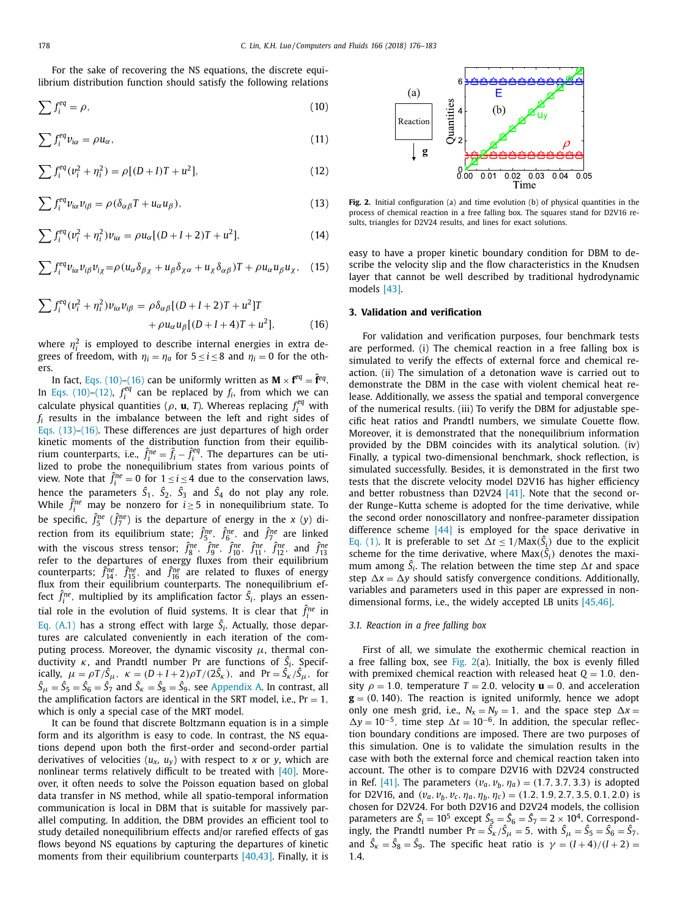For the sake of recovering the NS equations, the discrete equilibrium distribution function should satisfy the following relations

$$\sum f_i^{eq} = \rho, \tag{10}$$

$$\sum f_i^{eq} v_{i\alpha} = \rho u_\alpha, \tag{11}$$

$$\sum f_i^{eq}(v_i^2 + \eta_i^2) = \rho[(D+I)T + u^2], \tag{12}$$

$$\sum f_i^{eq} v_{i\alpha} v_{i\beta} = \rho(\delta_{\alpha\beta} T + u_\alpha u_\beta), \tag{13}$$

$$\sum f_i^{eq}(v_i^2 + \eta_i^2) v_{i\alpha} = \rho u_\alpha[(D+I+2)T + u^2], \tag{14}$$

$$\sum f_i^{eq} v_{i\alpha} v_{i\beta} v_{i\chi} = \rho(u_\alpha \delta_{\beta\chi} + u_\beta \delta_{\chi\alpha} + u_\chi \delta_{\alpha\beta})T + \rho u_\alpha u_\beta u_\chi, \tag{15}$$

$$\sum f_i^{eq}(v_i^2 + \eta_i^2) v_{i\alpha} v_{i\beta} = \rho \delta_{\alpha\beta}[(D+I+2)T + u^2]T + \rho u_\alpha u_\beta[(D+I+4)T + u^2], \tag{16}$$

where $\eta_i^2$ is employed to describe internal energies in extra degrees of freedom, with $\eta_i = \eta_a$ for $5 \le i \le 8$ and $\eta_i = 0$ for the others.

In fact, Eqs. (10)–(16) can be uniformly written as $\mathbf{M} \times \mathbf{f}^{eq} = \hat{\mathbf{f}}^{eq}$. In Eqs. (10)–(12), $f_i^{eq}$ can be replaced by $f_i$, from which we can calculate physical quantities ($\rho$, $\mathbf{u}$, $T$). Whereas replacing $f_i^{eq}$ with $f_i$ results in the imbalance between the left and right sides of Eqs. (13)–(16). These differences are just departures of high order kinetic moments of the distribution function from their equilibrium counterparts, i.e., $\hat{f}_i^{ne} = \hat{f}_i - \hat{f}_i^{eq}$. The departures can be utilized to probe the nonequilibrium states from various points of view. Note that $\hat{f}_i^{ne} = 0$ for $1 \le i \le 4$ due to the conservation laws, hence the parameters $\hat{S}_1$, $\hat{S}_2$, $\hat{S}_3$ and $\hat{S}_4$ do not play any role. While $\hat{f}_i^{ne}$ may be nonzero for $i \ge 5$ in nonequilibrium state. To be specific, $\hat{f}_5^{ne}$ ($\hat{f}_7^{ne}$) is the departure of energy in the $x$ ($y$) direction from its equilibrium state; $\hat{f}_5^{ne}$, $\hat{f}_6^{ne}$, and $\hat{f}_7^{ne}$ are linked with the viscous stress tensor; $\hat{f}_8^{ne}$, $\hat{f}_9^{ne}$, $\hat{f}_{10}^{ne}$, $\hat{f}_{11}^{ne}$, $\hat{f}_{12}^{ne}$, and $\hat{f}_{13}^{ne}$ refer to the departures of energy fluxes from their equilibrium counterparts; $\hat{f}_{14}^{ne}$, $\hat{f}_{15}^{ne}$, and $\hat{f}_{16}^{ne}$ are related to fluxes of energy flux from their equilibrium counterparts. The nonequilibrium effect $\hat{f}_i^{ne}$, multiplied by its amplification factor $\hat{S}_i$, plays an essential role in the evolution of fluid systems. It is clear that $\hat{f}_i^{ne}$ in Eq. (A.1) has a strong effect with large $\hat{S}_i$. Actually, those departures are calculated conveniently in each iteration of the computing process. Moreover, the dynamic viscosity $\mu$, thermal conductivity $\kappa$, and Prandtl number Pr are functions of $\hat{S}_i$. Specifically, $\mu = \rho T/\hat{S}_\mu$, $\kappa = (D+I+2)\rho T/(2\hat{S}_\kappa)$, and $\Pr = \hat{S}_\kappa/\hat{S}_\mu$, for $\hat{S}_\mu = \hat{S}_5 = \hat{S}_6 = \hat{S}_7$ and $\hat{S}_\kappa = \hat{S}_8 = \hat{S}_9$, see Appendix A. In contrast, all the amplification factors are identical in the SRT model, i.e., $\Pr = 1$, which is only a special case of the MRT model.

It can be found that discrete Boltzmann equation is in a simple form and its algorithm is easy to code. In contrast, the NS equations depend upon both the first-order and second-order partial derivatives of velocities ($u_x$, $u_y$) with respect to $x$ or $y$, which are nonlinear terms relatively difficult to be treated with [40]. Moreover, it often needs to solve the Poisson equation based on global data transfer in NS method, while all spatio-temporal information communication is local in DBM that is suitable for massively parallel computing. In addition, the DBM provides an efficient tool to study detailed nonequilibrium effects and/or rarefied effects of gas flows beyond NS equations by capturing the departures of kinetic moments from their equilibrium counterparts [40,43]. Finally, it is easy to have a proper kinetic boundary condition for DBM to describe the velocity slip and the flow characteristics in the Knudsen layer that cannot be well described by traditional hydrodynamic models [43].

**Fig. 2.** Initial configuration (a) and time evolution (b) of physical quantities in the process of chemical reaction in a free falling box. The squares stand for D2V16 results, triangles for D2V24 results, and lines for exact solutions.

## 3. Validation and verification

For validation and verification purposes, four benchmark tests are performed. (i) The chemical reaction in a free falling box is simulated to verify the effects of external force and chemical reaction. (ii) The simulation of a detonation wave is carried out to demonstrate the DBM in the case with violent chemical heat release. Additionally, we assess the spatial and temporal convergence of the numerical results. (iii) To verify the DBM for adjustable specific heat ratios and Prandtl numbers, we simulate Couette flow. Moreover, it is demonstrated that the nonequilibrium information provided by the DBM coincides with its analytical solution. (iv) Finally, a typical two-dimensional benchmark, shock reflection, is simulated successfully. Besides, it is demonstrated in the first two tests that the discrete velocity model D2V16 has higher efficiency and better robustness than D2V24 [41]. Note that the second order Runge–Kutta scheme is adopted for the time derivative, while the second order nonoscillatory and nonfree-parameter dissipation difference scheme [44] is employed for the space derivative in Eq. (1). It is preferable to set $\Delta t \le 1/\text{Max}(\hat{S}_i)$ due to the explicit scheme for the time derivative, where $\text{Max}(\hat{S}_i)$ denotes the maximum among $\hat{S}_i$. The relation between the time step $\Delta t$ and space step $\Delta x = \Delta y$ should satisfy convergence conditions. Additionally, variables and parameters used in this paper are expressed in nondimensional forms, i.e., the widely accepted LB units [45,46].

### 3.1. Reaction in a free falling box

First of all, we simulate the exothermic chemical reaction in a free falling box, see Fig. 2(a). Initially, the box is evenly filled with premixed chemical reaction with released heat $Q = 1.0$, density $\rho = 1.0$, temperature $T = 2.0$, velocity $\mathbf{u} = 0$, and acceleration $\mathbf{g} = (0, 140)$. The reaction is ignited uniformly, hence we adopt only one mesh grid, i.e., $N_x = N_y = 1$, and the space step $\Delta x = \Delta y = 10^{-5}$, time step $\Delta t = 10^{-6}$. In addition, the specular reflection boundary conditions are imposed. There are two purposes of this simulation. One is to validate the simulation results in the case with both the external force and chemical reaction taken into account. The other is to compare D2V16 with D2V24 constructed in Ref. [41]. The parameters $(v_a, v_b, \eta_a) = (1.7, 3.7, 3.3)$ is adopted for D2V16, and $(v_a, v_b, v_c, \eta_a, \eta_b, \eta_c) = (1.2, 1.9, 2.7, 3.5, 0.1, 2.0)$ is chosen for D2V24. For both D2V16 and D2V24 models, the collision parameters are $\hat{S}_i = 10^5$ except $\hat{S}_5 = \hat{S}_6 = \hat{S}_7 = 2 \times 10^4$. Correspondingly, the Prandtl number $\Pr = \hat{S}_\kappa/\hat{S}_\mu = 5$, with $\hat{S}_\mu = \hat{S}_5 = \hat{S}_6 = \hat{S}_7$, and $\hat{S}_\kappa = \hat{S}_8 = \hat{S}_9$. The specific heat ratio is $\gamma = (I+4)/(I+2) = 1.4$.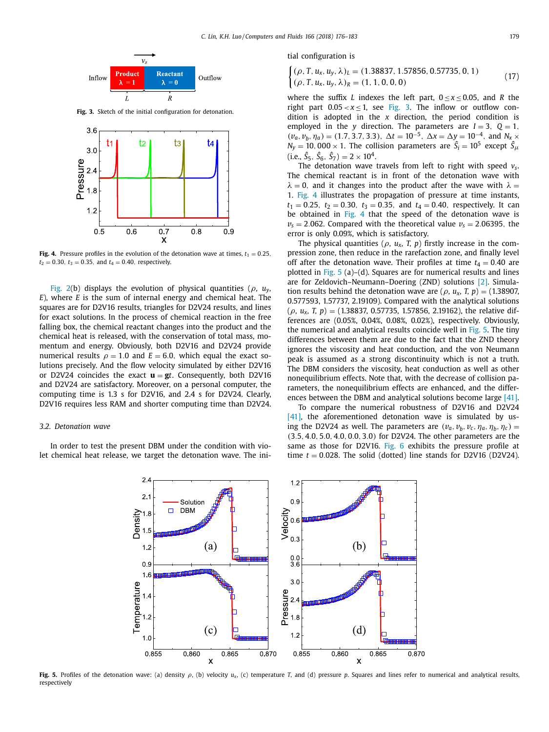Fig. 3. Sketch of the initial configuration for detonation.

Fig. 4. Pressure profiles in the evolution of the detonation wave at times, $t_1 = 0.25$, $t_2 = 0.30$, $t_3 = 0.35$, and $t_4 = 0.40$, respectively.

Fig. 2(b) displays the evolution of physical quantities ($\rho$, $u_y$, $E$), where $E$ is the sum of internal energy and chemical heat. The squares are for D2V16 results, triangles for D2V24 results, and lines for exact solutions. In the process of chemical reaction in the free falling box, the chemical reactant changes into the product and the chemical heat is released, with the conservation of total mass, momentum and energy. Obviously, both D2V16 and D2V24 provide numerical results $\rho = 1.0$ and $E = 6.0$, which equal the exact solutions precisely. And the flow velocity simulated by either D2V16 or D2V24 coincides the exact $\mathbf{u} = \mathbf{g}t$. Consequently, both D2V16 and D2V24 are satisfactory. Moreover, on a personal computer, the computing time is 1.3 s for D2V16, and 2.4 s for D2V24. Clearly, D2V16 requires less RAM and shorter computing time than D2V24.

### 3.2. Detonation wave

In order to test the present DBM under the condition with violet chemical heat release, we target the detonation wave. The initial configuration is

$$\begin{cases} (\rho, T, u_x, u_y, \lambda)_L = (1.38837, 1.57856, 0.57735, 0, 1) \\ (\rho, T, u_x, u_y, \lambda)_R = (1, 1, 0, 0, 0) \end{cases} \tag{17}$$

where the suffix $L$ indexes the left part, $0 \le x \le 0.05$, and $R$ the right part $0.05 < x \le 1$, see Fig. 3. The inflow or outflow condition is adopted in the $x$ direction, the period condition is employed in the $y$ direction. The parameters are $I = 3$, $Q = 1$, $(v_a, v_b, \eta_a) = (1.7, 3.7, 3.3)$, $\Delta t = 10^{-5}$, $\Delta x = \Delta y = 10^{-4}$, and $N_x \times N_y = 10,000 \times 1$. The collision parameters are $\hat{S}_i = 10^5$ except $\hat{S}_\mu$ (i.e., $\hat{S}_5$, $\hat{S}_6$, $\hat{S}_7$) $= 2 \times 10^4$.

The detonation wave travels from left to right with speed $v_s$. The chemical reactant is in front of the detonation wave with $\lambda = 0$, and it changes into the product after the wave with $\lambda = 1$. Fig. 4 illustrates the propagation of pressure at time instants, $t_1 = 0.25$, $t_2 = 0.30$, $t_3 = 0.35$, and $t_4 = 0.40$, respectively. It can be obtained in Fig. 4 that the speed of the detonation wave is $v_s = 2.062$. Compared with the theoretical value $v_s = 2.06395$, the error is only 0.09%, which is satisfactory.

The physical quantities ($\rho$, $u_x$, $T$, $p$) firstly increase in the compression zone, then reduce in the rarefaction zone, and finally level off after the detonation wave. Their profiles at time $t_4 = 0.40$ are plotted in Fig. 5 (a)–(d). Squares are for numerical results and lines are for Zeldovich–Neumann–Doering (ZND) solutions [2]. Simulation results behind the detonation wave are ($\rho$, $u_x$, $T$, $p$) = (1.38907, 0.577593, 1.57737, 2.19109). Compared with the analytical solutions ($\rho$, $u_x$, $T$, $p$) = (1.38837, 0.57735, 1.57856, 2.19162), the relative differences are (0.05%, 0.04%, 0.08%, 0.02%), respectively. Obviously, the numerical and analytical results coincide well in Fig. 5. The tiny differences between them are due to the fact that the ZND theory ignores the viscosity and heat conduction, and the von Neumann peak is assumed as a strong discontinuity which is not a truth. The DBM considers the viscosity, heat conduction as well as other nonequilibrium effects. Note that, with the decrease of collision parameters, the nonequilibrium effects are enhanced, and the differences between the DBM and analytical solutions become large [41].

To compare the numerical robustness of D2V16 and D2V24 [41], the aforementioned detonation wave is simulated by using the D2V24 as well. The parameters are ($v_a$, $v_b$, $v_c$, $\eta_a$, $\eta_b$, $\eta_c$) = (3.5, 4.0, 5.0, 4.0, 0.0, 3.0) for D2V24. The other parameters are the same as those for D2V16. Fig. 6 exhibits the pressure profile at time $t = 0.028$. The solid (dotted) line stands for D2V16 (D2V24).

Fig. 5. Profiles of the detonation wave: (a) density $\rho$, (b) velocity $u_x$, (c) temperature $T$, and (d) pressure $p$. Squares and lines refer to numerical and analytical results, respectively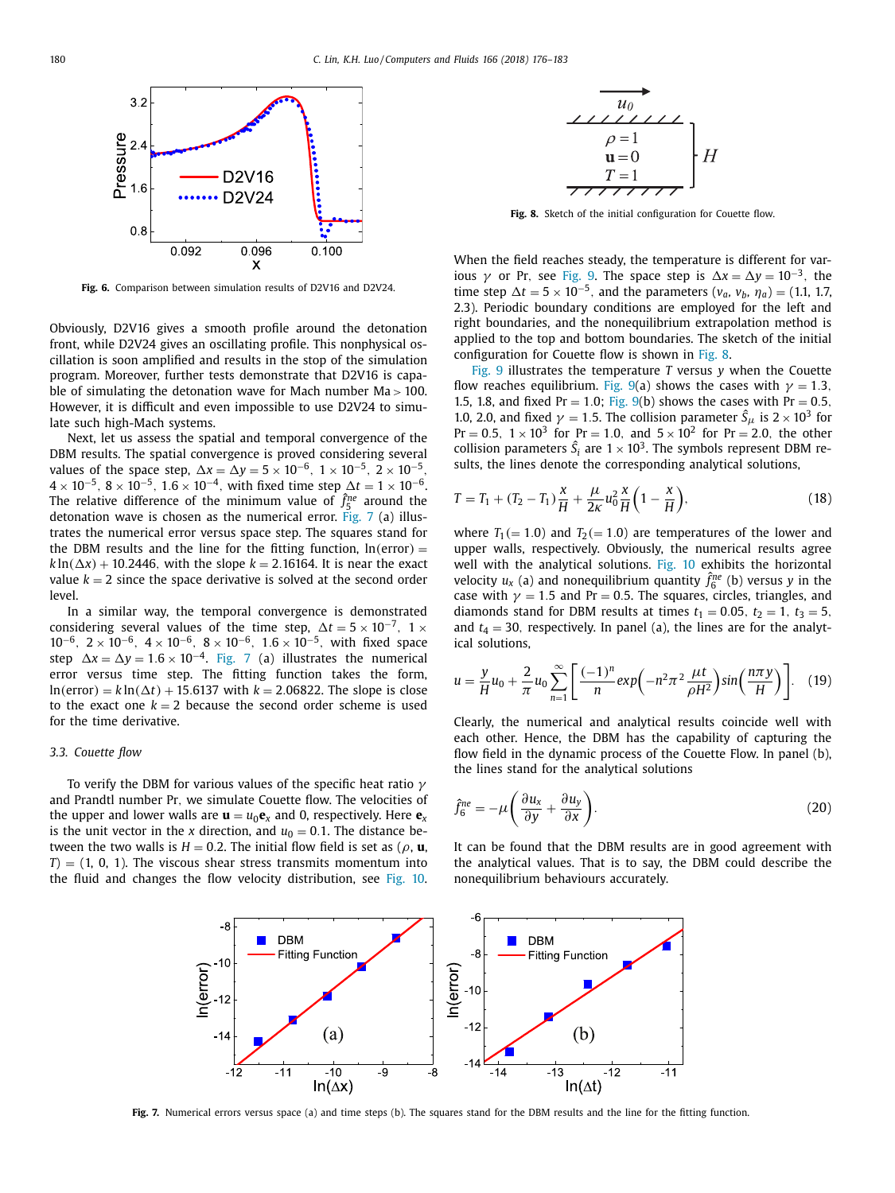Fig. 6. Comparison between simulation results of D2V16 and D2V24.

Obviously, D2V16 gives a smooth profile around the detonation front, while D2V24 gives an oscillating profile. This nonphysical oscillation is soon amplified and results in the stop of the simulation program. Moreover, further tests demonstrate that D2V16 is capable of simulating the detonation wave for Mach number Ma > 100. However, it is difficult and even impossible to use D2V24 to simulate such high-Mach systems.

Next, let us assess the spatial and temporal convergence of the DBM results. The spatial convergence is proved considering several values of the space step, $\Delta x = \Delta y = 5 \times 10^{-6}$, $1 \times 10^{-5}$, $2 \times 10^{-5}$, $4 \times 10^{-5}$, $8 \times 10^{-5}$, $1.6 \times 10^{-4}$, with fixed time step $\Delta t = 1 \times 10^{-6}$. The relative difference of the minimum value of $\hat{f}_5^{ne}$ around the detonation wave is chosen as the numerical error. Fig. 7 (a) illustrates the numerical error versus space step. The squares stand for the DBM results and the line for the fitting function, $\ln(\text{error}) = k \ln(\Delta x) + 10.2446$, with the slope $k = 2.16164$. It is near the exact value $k = 2$ since the space derivative is solved at the second order level.

In a similar way, the temporal convergence is demonstrated considering several values of the time step, $\Delta t = 5 \times 10^{-7}$, $1 \times 10^{-6}$, $2 \times 10^{-6}$, $4 \times 10^{-6}$, $8 \times 10^{-6}$, $1.6 \times 10^{-5}$, with fixed space step $\Delta x = \Delta y = 1.6 \times 10^{-4}$. Fig. 7 (a) illustrates the numerical error versus time step. The fitting function takes the form, $\ln(\text{error}) = k \ln(\Delta t) + 15.6137$ with $k = 2.06822$. The slope is close to the exact one $k = 2$ because the second order scheme is used for the time derivative.

### 3.3. Couette flow

To verify the DBM for various values of the specific heat ratio $\gamma$ and Prandtl number Pr, we simulate Couette flow. The velocities of the upper and lower walls are $\mathbf{u} = u_0 \mathbf{e}_x$ and 0, respectively. Here $\mathbf{e}_x$ is the unit vector in the $x$ direction, and $u_0 = 0.1$. The distance between the two walls is $H = 0.2$. The initial flow field is set as ($\rho$, $\mathbf{u}$, $T$) = (1, 0, 1). The viscous shear stress transmits momentum into the fluid and changes the flow velocity distribution, see Fig. 10.

Fig. 8. Sketch of the initial configuration for Couette flow.

When the field reaches steady, the temperature is different for various $\gamma$ or Pr, see Fig. 9. The space step is $\Delta x = \Delta y = 10^{-3}$, the time step $\Delta t = 5 \times 10^{-5}$, and the parameters ($v_a$, $v_b$, $\eta_a$) = (1.1, 1.7, 2.3). Periodic boundary conditions are employed for the left and right boundaries, and the nonequilibrium extrapolation method is applied to the top and bottom boundaries. The sketch of the initial configuration for Couette flow is shown in Fig. 8.

Fig. 9 illustrates the temperature $T$ versus $y$ when the Couette flow reaches equilibrium. Fig. 9(a) shows the cases with $\gamma = 1.3$, 1.5, 1.8, and fixed Pr = 1.0; Fig. 9(b) shows the cases with Pr = 0.5, 1.0, 2.0, and fixed $\gamma = 1.5$. The collision parameter $\hat{S}_\mu$ is $2 \times 10^3$ for Pr = 0.5, $1 \times 10^3$ for Pr = 1.0, and $5 \times 10^2$ for Pr = 2.0, the other collision parameters $\hat{S}_i$ are $1 \times 10^3$. The symbols represent DBM results, the lines denote the corresponding analytical solutions,

$$T = T_1 + (T_2 - T_1)\frac{x}{H} + \frac{\mu}{2\kappa} u_0^2 \frac{x}{H}\left(1 - \frac{x}{H}\right), \tag{18}$$

where $T_1 (= 1.0)$ and $T_2 (= 1.0)$ are temperatures of the lower and upper walls, respectively. Obviously, the numerical results agree well with the analytical solutions. Fig. 10 exhibits the horizontal velocity $u_x$ (a) and nonequilibrium quantity $\hat{f}_6^{ne}$ (b) versus $y$ in the case with $\gamma = 1.5$ and Pr = 0.5. The squares, circles, triangles, and diamonds stand for DBM results at times $t_1 = 0.05$, $t_2 = 1$, $t_3 = 5$, and $t_4 = 30$, respectively. In panel (a), the lines are for the analytical solutions,

$$u = \frac{y}{H} u_0 + \frac{2}{\pi} u_0 \sum_{n=1}^{\infty} \left[ \frac{(-1)^n}{n} exp\left(-n^2 \pi^2 \frac{\mu t}{\rho H^2}\right) sin\left(\frac{n \pi y}{H}\right) \right]. \tag{19}$$

Clearly, the numerical and analytical results coincide well with each other. Hence, the DBM has the capability of capturing the flow field in the dynamic process of the Couette Flow. In panel (b), the lines stand for the analytical solutions

$$\hat{f}_6^{ne} = -\mu \left( \frac{\partial u_x}{\partial y} + \frac{\partial u_y}{\partial x} \right). \tag{20}$$

It can be found that the DBM results are in good agreement with the analytical values. That is to say, the DBM could describe the nonequilibrium behaviours accurately.

Fig. 7. Numerical errors versus space (a) and time steps (b). The squares stand for the DBM results and the line for the fitting function.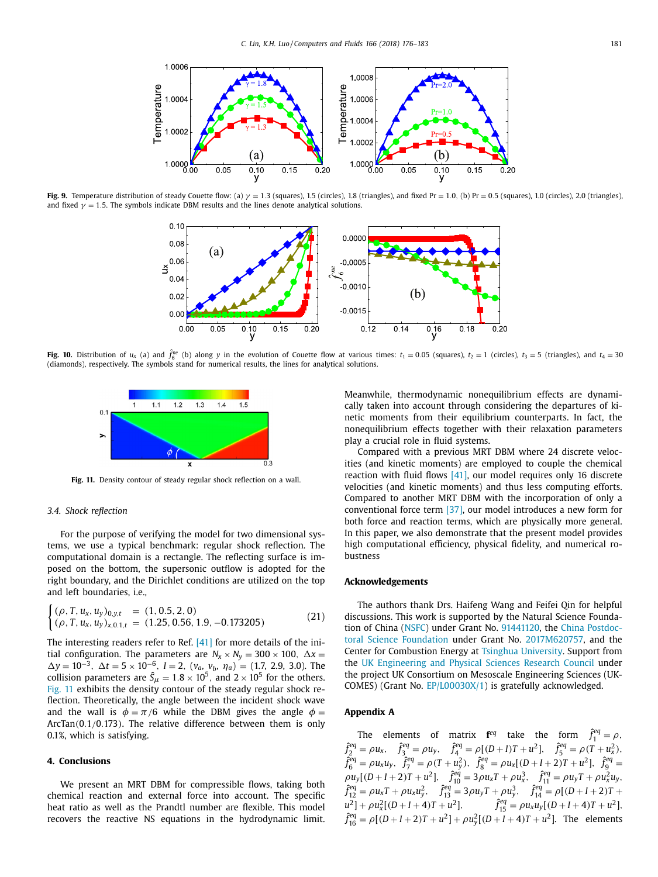**Fig. 9.** Temperature distribution of steady Couette flow: (a) $\gamma = 1.3$ (squares), 1.5 (circles), 1.8 (triangles), and fixed Pr = 1.0, (b) Pr = 0.5 (squares), 1.0 (circles), 2.0 (triangles), and fixed $\gamma = 1.5$. The symbols indicate DBM results and the lines denote analytical solutions.

**Fig. 10.** Distribution of $u_x$ (a) and $\hat{f}_6^{ne}$ (b) along $y$ in the evolution of Couette flow at various times: $t_1 = 0.05$ (squares), $t_2 = 1$ (circles), $t_3 = 5$ (triangles), and $t_4 = 30$ (diamonds), respectively. The symbols stand for numerical results, the lines for analytical solutions.

**Fig. 11.** Density contour of steady regular shock reflection on a wall.

### 3.4. Shock reflection

For the purpose of verifying the model for two dimensional systems, we use a typical benchmark: regular shock reflection. The computational domain is a rectangle. The reflecting surface is imposed on the bottom, the supersonic outflow is adopted for the right boundary, and the Dirichlet conditions are utilized on the top and left boundaries, i.e.,

$$\begin{cases} (\rho, T, u_x, u_y)_{0,y,t} &= (1, 0.5, 2, 0) \\ (\rho, T, u_x, u_y)_{x,0.1,t} &= (1.25, 0.56, 1.9, -0.173205) \end{cases} \tag{21}$$

The interesting readers refer to Ref. [41] for more details of the initial configuration. The parameters are $N_x \times N_y = 300 \times 100$, $\Delta x = \Delta y = 10^{-3}$, $\Delta t = 5 \times 10^{-6}$, $I = 2$, $(v_a, v_b, \eta_a) = (1.7, 2.9, 3.0)$. The collision parameters are $\hat{S}_\mu = 1.8 \times 10^5$, and $2 \times 10^5$ for the others. Fig. 11 exhibits the density contour of the steady regular shock reflection. Theoretically, the angle between the incident shock wave and the wall is $\phi = \pi/6$ while the DBM gives the angle $\phi = \text{ArcTan}(0.1/0.173)$. The relative difference between them is only 0.1%, which is satisfying.

## 4. Conclusions

We present an MRT DBM for compressible flows, taking both chemical reaction and external force into account. The specific heat ratio as well as the Prandtl number are flexible. This model recovers the reactive NS equations in the hydrodynamic limit. Meanwhile, thermodynamic nonequilibrium effects are dynamically taken into account through considering the departures of kinetic moments from their equilibrium counterparts. In fact, the nonequilibrium effects together with their relaxation parameters play a crucial role in fluid systems.

Compared with a previous MRT DBM where 24 discrete velocities (and kinetic moments) are employed to couple the chemical reaction with fluid flows [41], our model requires only 16 discrete velocities (and kinetic moments) and thus less computing efforts. Compared to another MRT DBM with the incorporation of only a conventional force term [37], our model introduces a new form for both force and reaction terms, which are physically more general. In this paper, we also demonstrate that the present model provides high computational efficiency, physical fidelity, and numerical robustness.

## Acknowledgements

The authors thank Drs. Haifeng Wang and Feifei Qin for helpful discussions. This work is supported by the Natural Science Foundation of China (NSFC) under Grant No. 91441120, the China Postdoctoral Science Foundation under Grant No. 2017M620757, and the Center for Combustion Energy at Tsinghua University. Support from the UK Engineering and Physical Sciences Research Council under the project UK Consortium on Mesoscale Engineering Sciences (UKCOMES) (Grant No. EP/L00030X/1) is gratefully acknowledged.

## Appendix A

The elements of matrix $\mathbf{f}^{eq}$ take the form $\hat{f}_1^{eq} = \rho$, $\hat{f}_2^{eq} = \rho u_x$, $\hat{f}_3^{eq} = \rho u_y$, $\hat{f}_4^{eq} = \rho[(D+I)T + u^2]$, $\hat{f}_5^{eq} = \rho(T + u_x^2)$, $\hat{f}_6^{eq} = \rho u_x u_y$, $\hat{f}_7^{eq} = \rho(T + u_y^2)$, $\hat{f}_8^{eq} = \rho u_x[(D+I+2)T + u^2]$, $\hat{f}_9^{eq} = \rho u_y[(D+I+2)T + u^2]$, $\hat{f}_{10}^{eq} = 3\rho u_x T + \rho u_x^3$, $\hat{f}_{11}^{eq} = \rho u_y T + \rho u_x^2 u_y$, $\hat{f}_{12}^{eq} = \rho u_x T + \rho u_x u_y^2$, $\hat{f}_{13}^{eq} = 3\rho u_y T + \rho u_y^3$, $\hat{f}_{14}^{eq} = \rho[(D+I+2)T + u^2] + \rho u_x^2[(D+I+4)T + u^2]$, $\hat{f}_{15}^{eq} = \rho u_x u_y[(D+I+4)T + u^2]$, $\hat{f}_{16}^{eq} = \rho[(D+I+2)T + u^2] + \rho u_y^2[(D+I+4)T + u^2]$. The elements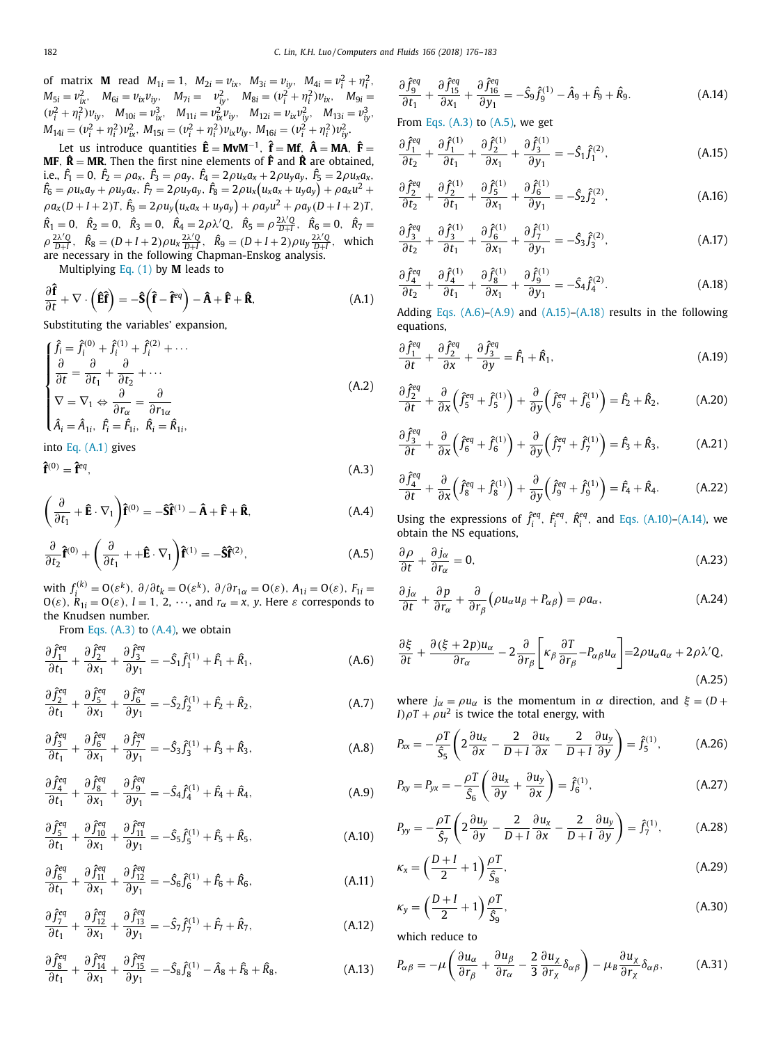of matrix $\mathbf{M}$ read $M_{1i} = 1$, $M_{2i} = v_{ix}$, $M_{3i} = v_{iy}$, $M_{4i} = v_i^2 + \eta_i^2$, $M_{5i} = v_{ix}^2$, $M_{6i} = v_{ix}v_{iy}$, $M_{7i} = v_{iy}^2$, $M_{8i} = (v_i^2 + \eta_i^2)v_{ix}$, $M_{9i} = (v_i^2 + \eta_i^2)v_{iy}$, $M_{10i} = v_{ix}^3$, $M_{11i} = v_{ix}^2 v_{iy}$, $M_{12i} = v_{ix}v_{iy}^2$, $M_{13i} = v_{iy}^3$, $M_{14i} = (v_i^2 + \eta_i^2)v_{ix}^2$, $M_{15i} = (v_i^2 + \eta_i^2)v_{ix}v_{iy}$, $M_{16i} = (v_i^2 + \eta_i^2)v_{iy}^2$.

Let us introduce quantities $\hat{\mathbf{E}} = \mathbf{M}\mathbf{v}\mathbf{M}^{-1}$, $\hat{\mathbf{f}} = \mathbf{M}\mathbf{f}$, $\hat{\mathbf{A}} = \mathbf{M}\mathbf{A}$, $\hat{\mathbf{F}} = \mathbf{M}\mathbf{F}$, $\hat{\mathbf{R}} = \mathbf{M}\mathbf{R}$. Then the first nine elements of $\hat{\mathbf{F}}$ and $\hat{\mathbf{R}}$ are obtained, i.e., $\hat{F}_1 = 0$, $\hat{F}_2 = \rho a_x$, $\hat{F}_3 = \rho a_y$, $\hat{F}_4 = 2\rho u_x a_x + 2\rho u_y a_y$, $\hat{F}_5 = 2\rho u_x a_x$, $\hat{F}_6 = \rho u_x a_y + \rho u_y a_x$, $\hat{F}_7 = 2\rho u_y a_y$, $\hat{F}_8 = 2\rho u_x(u_x a_x + u_y a_y) + \rho a_x u^2 + \rho a_x (D + I + 2)T$, $\hat{F}_9 = 2\rho u_y(u_x a_x + u_y a_y) + \rho a_y u^2 + \rho a_y (D + I + 2)T$, $\hat{R}_1 = 0$, $\hat{R}_2 = 0$, $\hat{R}_3 = 0$, $\hat{R}_4 = 2\rho\lambda' Q$, $\hat{R}_5 = \rho\frac{2\lambda' Q}{D+I}$, $\hat{R}_6 = 0$, $\hat{R}_7 = \rho\frac{2\lambda' Q}{D+I}$, $\hat{R}_8 = (D + I + 2)\rho u_x\frac{2\lambda' Q}{D+I}$, $\hat{R}_9 = (D + I + 2)\rho u_y\frac{2\lambda' Q}{D+I}$, which are necessary in the following Chapman-Enskog analysis.

Multiplying Eq. (1) by $\mathbf{M}$ leads to

$$\frac{\partial \hat{\mathbf{f}}}{\partial t} + \nabla \cdot \left(\hat{\mathbf{E}}\hat{\mathbf{f}}\right) = -\hat{\mathbf{S}}\left(\hat{\mathbf{f}} - \hat{\mathbf{f}}^{eq}\right) - \hat{\mathbf{A}} + \hat{\mathbf{F}} + \hat{\mathbf{R}}, \tag{A.1}$$

Substituting the variables' expansion,

$$\begin{cases} \hat{f}_i = \hat{f}_i^{(0)} + \hat{f}_i^{(1)} + \hat{f}_i^{(2)} + \cdots \\ \dfrac{\partial}{\partial t} = \dfrac{\partial}{\partial t_1} + \dfrac{\partial}{\partial t_2} + \cdots \\ \nabla = \nabla_1 \Leftrightarrow \dfrac{\partial}{\partial r_\alpha} = \dfrac{\partial}{\partial r_{1\alpha}} \\ \hat{A}_i = \hat{A}_{1i},\ \hat{F}_i = \hat{F}_{1i},\ \hat{R}_i = \hat{R}_{1i}, \end{cases} \tag{A.2}$$

into Eq. (A.1) gives

$$\hat{\mathbf{f}}^{(0)} = \hat{\mathbf{f}}^{eq}, \tag{A.3}$$

$$\left(\frac{\partial}{\partial t_1} + \hat{\mathbf{E}} \cdot \nabla_1\right)\hat{\mathbf{f}}^{(0)} = -\hat{\mathbf{S}}\hat{\mathbf{f}}^{(1)} - \hat{\mathbf{A}} + \hat{\mathbf{F}} + \hat{\mathbf{R}}, \tag{A.4}$$

$$\frac{\partial}{\partial t_2}\hat{\mathbf{f}}^{(0)} + \left(\frac{\partial}{\partial t_1} + +\hat{\mathbf{E}} \cdot \nabla_1\right)\hat{\mathbf{f}}^{(1)} = -\hat{\mathbf{S}}\hat{\mathbf{f}}^{(2)}, \tag{A.5}$$

with $f_i^{(k)} = O(\varepsilon^k)$, $\partial/\partial t_k = O(\varepsilon^k)$, $\partial/\partial r_{1\alpha} = O(\varepsilon)$, $A_{1i} = O(\varepsilon)$, $F_{1i} = O(\varepsilon)$, $R_{1i} = O(\varepsilon)$, $l = 1, 2, \cdots$, and $r_\alpha = x, y$. Here $\varepsilon$ corresponds to the Knudsen number.

From Eqs. (A.3) to (A.4), we obtain

$$\frac{\partial \hat{f}_1^{eq}}{\partial t_1} + \frac{\partial \hat{f}_2^{eq}}{\partial x_1} + \frac{\partial \hat{f}_3^{eq}}{\partial y_1} = -\hat{S}_1\hat{f}_1^{(1)} + \hat{F}_1 + \hat{R}_1, \tag{A.6}$$

$$\frac{\partial \hat{f}_2^{eq}}{\partial t_1} + \frac{\partial \hat{f}_5^{eq}}{\partial x_1} + \frac{\partial \hat{f}_6^{eq}}{\partial y_1} = -\hat{S}_2\hat{f}_2^{(1)} + \hat{F}_2 + \hat{R}_2, \tag{A.7}$$

$$\frac{\partial \hat{f}_3^{eq}}{\partial t_1} + \frac{\partial \hat{f}_6^{eq}}{\partial x_1} + \frac{\partial \hat{f}_7^{eq}}{\partial y_1} = -\hat{S}_3\hat{f}_3^{(1)} + \hat{F}_3 + \hat{R}_3, \tag{A.8}$$

$$\frac{\partial \hat{f}_4^{eq}}{\partial t_1} + \frac{\partial \hat{f}_8^{eq}}{\partial x_1} + \frac{\partial \hat{f}_9^{eq}}{\partial y_1} = -\hat{S}_4\hat{f}_4^{(1)} + \hat{F}_4 + \hat{R}_4, \tag{A.9}$$

$$\frac{\partial \hat{f}_5^{eq}}{\partial t_1} + \frac{\partial \hat{f}_{10}^{eq}}{\partial x_1} + \frac{\partial \hat{f}_{11}^{eq}}{\partial y_1} = -\hat{S}_5\hat{f}_5^{(1)} + \hat{F}_5 + \hat{R}_5, \tag{A.10}$$

$$\frac{\partial \hat{f}_6^{eq}}{\partial t_1} + \frac{\partial \hat{f}_{11}^{eq}}{\partial x_1} + \frac{\partial \hat{f}_{12}^{eq}}{\partial y_1} = -\hat{S}_6\hat{f}_6^{(1)} + \hat{F}_6 + \hat{R}_6, \tag{A.11}$$

$$\frac{\partial \hat{f}_7^{eq}}{\partial t_1} + \frac{\partial \hat{f}_{12}^{eq}}{\partial x_1} + \frac{\partial \hat{f}_{13}^{eq}}{\partial y_1} = -\hat{S}_7\hat{f}_7^{(1)} + \hat{F}_7 + \hat{R}_7, \tag{A.12}$$

$$\frac{\partial \hat{f}_8^{eq}}{\partial t_1} + \frac{\partial \hat{f}_{14}^{eq}}{\partial x_1} + \frac{\partial \hat{f}_{15}^{eq}}{\partial y_1} = -\hat{S}_8\hat{f}_8^{(1)} - \hat{A}_8 + \hat{F}_8 + \hat{R}_8, \tag{A.13}$$

$$\frac{\partial \hat{f}_9^{eq}}{\partial t_1} + \frac{\partial \hat{f}_{15}^{eq}}{\partial x_1} + \frac{\partial \hat{f}_{16}^{eq}}{\partial y_1} = -\hat{S}_9\hat{f}_9^{(1)} - \hat{A}_9 + \hat{F}_9 + \hat{R}_9. \tag{A.14}$$

From Eqs. (A.3) to (A.5), we get

$$\frac{\partial \hat{f}_1^{eq}}{\partial t_2} + \frac{\partial \hat{f}_1^{(1)}}{\partial t_1} + \frac{\partial \hat{f}_2^{(1)}}{\partial x_1} + \frac{\partial \hat{f}_3^{(1)}}{\partial y_1} = -\hat{S}_1\hat{f}_1^{(2)}, \tag{A.15}$$

$$\frac{\partial \hat{f}_2^{eq}}{\partial t_2} + \frac{\partial \hat{f}_2^{(1)}}{\partial t_1} + \frac{\partial \hat{f}_5^{(1)}}{\partial x_1} + \frac{\partial \hat{f}_6^{(1)}}{\partial y_1} = -\hat{S}_2\hat{f}_2^{(2)}, \tag{A.16}$$

$$\frac{\partial \hat{f}_3^{eq}}{\partial t_2} + \frac{\partial \hat{f}_3^{(1)}}{\partial t_1} + \frac{\partial \hat{f}_6^{(1)}}{\partial x_1} + \frac{\partial \hat{f}_7^{(1)}}{\partial y_1} = -\hat{S}_3\hat{f}_3^{(2)}, \tag{A.17}$$

$$\frac{\partial \hat{f}_4^{eq}}{\partial t_2} + \frac{\partial \hat{f}_4^{(1)}}{\partial t_1} + \frac{\partial \hat{f}_8^{(1)}}{\partial x_1} + \frac{\partial \hat{f}_9^{(1)}}{\partial y_1} = -\hat{S}_4\hat{f}_4^{(2)}. \tag{A.18}$$

Adding Eqs. (A.6)–(A.9) and (A.15)–(A.18) results in the following equations,

$$\frac{\partial \hat{f}_1^{eq}}{\partial t} + \frac{\partial \hat{f}_2^{eq}}{\partial x} + \frac{\partial \hat{f}_3^{eq}}{\partial y} = \hat{F}_1 + \hat{R}_1, \tag{A.19}$$

$$\frac{\partial \hat{f}_2^{eq}}{\partial t} + \frac{\partial}{\partial x}\left(\hat{f}_5^{eq} + \hat{f}_5^{(1)}\right) + \frac{\partial}{\partial y}\left(\hat{f}_6^{eq} + \hat{f}_6^{(1)}\right) = \hat{F}_2 + \hat{R}_2, \tag{A.20}$$

$$\frac{\partial \hat{f}_3^{eq}}{\partial t} + \frac{\partial}{\partial x}\left(\hat{f}_6^{eq} + \hat{f}_6^{(1)}\right) + \frac{\partial}{\partial y}\left(\hat{f}_7^{eq} + \hat{f}_7^{(1)}\right) = \hat{F}_3 + \hat{R}_3, \tag{A.21}$$

$$\frac{\partial \hat{f}_4^{eq}}{\partial t} + \frac{\partial}{\partial x}\left(\hat{f}_8^{eq} + \hat{f}_8^{(1)}\right) + \frac{\partial}{\partial y}\left(\hat{f}_9^{eq} + \hat{f}_9^{(1)}\right) = \hat{F}_4 + \hat{R}_4. \tag{A.22}$$

Using the expressions of $\hat{f}_i^{eq}$, $\hat{F}_i^{eq}$, $\hat{R}_i^{eq}$, and Eqs. (A.10)–(A.14), we obtain the NS equations,

$$\frac{\partial \rho}{\partial t} + \frac{\partial j_\alpha}{\partial r_\alpha} = 0, \tag{A.23}$$

$$\frac{\partial j_\alpha}{\partial t} + \frac{\partial p}{\partial r_\alpha} + \frac{\partial}{\partial r_\beta}\left(\rho u_\alpha u_\beta + P_{\alpha\beta}\right) = \rho a_\alpha, \tag{A.24}$$

$$\frac{\partial \xi}{\partial t} + \frac{\partial (\xi + 2p)u_\alpha}{\partial r_\alpha} - 2\frac{\partial}{\partial r_\beta}\left[\kappa_\beta \frac{\partial T}{\partial r_\beta} - P_{\alpha\beta}u_\alpha\right] = 2\rho u_\alpha a_\alpha + 2\rho\lambda' Q, \tag{A.25}$$

where $j_\alpha = \rho u_\alpha$ is the momentum in $\alpha$ direction, and $\xi = (D + I)\rho T + \rho u^2$ is twice the total energy, with

$$P_{xx} = -\frac{\rho T}{\hat{S}_5}\left(2\frac{\partial u_x}{\partial x} - \frac{2}{D+I}\frac{\partial u_x}{\partial x} - \frac{2}{D+I}\frac{\partial u_y}{\partial y}\right) = \hat{f}_5^{(1)}, \tag{A.26}$$

$$P_{xy} = P_{yx} = -\frac{\rho T}{\hat{S}_6}\left(\frac{\partial u_x}{\partial y} + \frac{\partial u_y}{\partial x}\right) = \hat{f}_6^{(1)}, \tag{A.27}$$

$$P_{yy} = -\frac{\rho T}{\hat{S}_7}\left(2\frac{\partial u_y}{\partial y} - \frac{2}{D+I}\frac{\partial u_x}{\partial x} - \frac{2}{D+I}\frac{\partial u_y}{\partial y}\right) = \hat{f}_7^{(1)}, \tag{A.28}$$

$$\kappa_x = \left(\frac{D+I}{2} + 1\right)\frac{\rho T}{\hat{S}_8}, \tag{A.29}$$

$$\kappa_y = \left(\frac{D+I}{2} + 1\right)\frac{\rho T}{\hat{S}_9}, \tag{A.30}$$

which reduce to

$$P_{\alpha\beta} = -\mu\left(\frac{\partial u_\alpha}{\partial r_\beta} + \frac{\partial u_\beta}{\partial r_\alpha} - \frac{2}{3}\frac{\partial u_\chi}{\partial r_\chi}\delta_{\alpha\beta}\right) - \mu_B\frac{\partial u_\chi}{\partial r_\chi}\delta_{\alpha\beta}, \tag{A.31}$$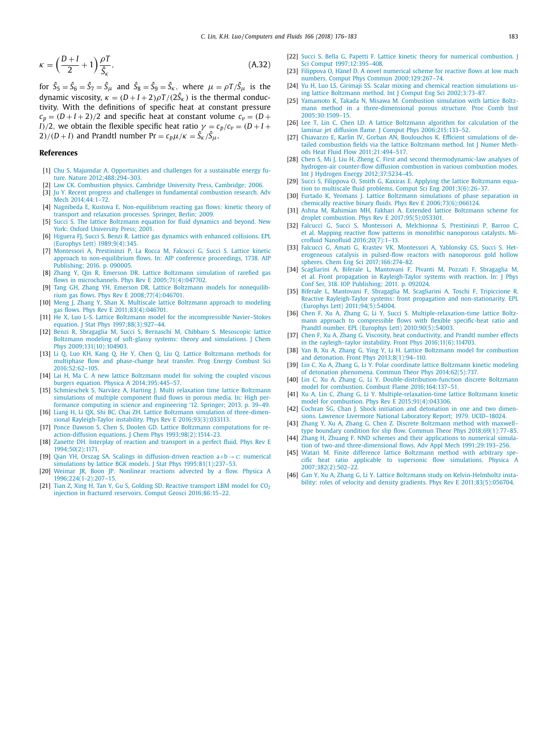$$\kappa = \left(\frac{D+I}{2}+1\right)\frac{\rho T}{\hat{S}_\kappa}, \tag{A.32}$$

for $\hat{S}_5 = \hat{S}_6 = \hat{S}_7 = \hat{S}_\mu$ and $\hat{S}_8 = \hat{S}_9 = \hat{S}_\kappa$. where $\mu = \rho T/\hat{S}_\mu$ is the dynamic viscosity, $\kappa = (D+I+2)\rho T/(2\hat{S}_\kappa)$ is the thermal conductivity. With the definitions of specific heat at constant pressure $c_p = (D+I+2)/2$ and specific heat at constant volume $c_v = (D+I)/2$. we obtain the flexible specific heat ratio $\gamma = c_p/c_v = (D+I+2)/(D+I)$ and Prandtl number $\Pr = c_p\mu/\kappa = \hat{S}_\kappa/\hat{S}_\mu$.

## References

[1] Chu S, Majumdar A. Opportunities and challenges for a sustainable energy future. Nature 2012;488:294–303.

[2] Law CK. Combustion physics. Cambridge University Press, Cambridge; 2006.

[3] Ju Y. Recent progress and challenges in fundamental combustion research. Adv Mech 2014;44:1–72.

[4] Nagnibeda E, Kustova E. Non-equilibrium reacting gas flows: kinetic theory of transport and relaxation processes. Springer, Berlin; 2009.

[5] Succi S. The lattice Boltzmann equation for fluid dynamics and beyond. New York: Oxford University Press; 2001.

[6] Higuera FJ, Succi S, Benzi R. Lattice gas dynamics with enhanced collisions. EPL (Europhys Lett) 1989;9(4):345.

[7] Montessori A, Prestininzi P, La Rocca M, Falcucci G, Succi S. Lattice kinetic approach to non-equilibrium flows. In: AIP conference proceedings, 1738. AIP Publishing; 2016. p. 090005.

[8] Zhang Y, Qin R, Emerson DR. Lattice Boltzmann simulation of rarefied gas flows in microchannels. Phys Rev E 2005;71(4):047702.

[9] Tang GH, Zhang YH, Emerson DR. Lattice Boltzmann models for nonequilibrium gas flows. Phys Rev E 2008;77(4):046701.

[10] Meng J, Zhang Y, Shan X. Multiscale lattice Boltzmann approach to modeling gas flows. Phys Rev E 2011;83(4):046701.

[11] He X, Luo L-S. Lattice Boltzmann model for the incompressible Navier–Stokes equation. J Stat Phys 1997;88(3):927–44.

[12] Benzi R, Sbragaglia M, Succi S, Bernaschi M, Chibbaro S. Mesoscopic lattice Boltzmann modeling of soft-glassy systems: theory and simulations. J Chem Phys 2009;131(10):104903.

[13] Li Q, Luo KH, Kang Q, He Y, Chen Q, Liu Q. Lattice Boltzmann methods for multiphase flow and phase-change heat transfer. Prog Energy Combust Sci 2016;52:62–105.

[14] Lai H, Ma C. A new lattice Boltzmann model for solving the coupled viscous burgers equation. Physica A 2014;395:445–57.

[15] Schmieschek S, Narváez A, Harting J. Multi relaxation time lattice Boltzmann simulations of multiple component fluid flows in porous media. In: High performance computing in science and engineering '12. Springer; 2013. p. 39–49.

[16] Liang H, Li QX, Shi BC, Chai ZH. Lattice Boltzmann simulation of three-dimensional Rayleigh-Taylor instability. Phys Rev E 2016;93(3):033113.

[17] Ponce Dawson S, Chen S, Doolen GD. Lattice Boltzmann computations for reaction-diffusion equations. J Chem Phys 1993;98(2):1514–23.

[18] Zanette DH. Interplay of reaction and transport in a perfect fluid. Phys Rev E 1994;50(2):1171.

[19] Qian YH, Orszag SA. Scalings in diffusion-driven reaction a+b → c: numerical simulations by lattice BGK models. J Stat Phys 1995;81(1):237–53.

[20] Weimar JR, Boon JP. Nonlinear reactions advected by a flow. Physica A 1996;224(1-2):207–15.

[21] Tian Z, Xing H, Tan Y, Gu S, Golding SD. Reactive transport LBM model for $CO_2$ injection in fractured reservoirs. Comput Geosci 2016;86:15–22.

[22] Succi S, Bella G, Papetti F. Lattice kinetic theory for numerical combustion. J Sci Comput 1997;12:395–408.

[23] Filippova O, Hänel D. A novel numerical scheme for reactive flows at low mach numbers. Comput Phys Commun 2000;129:267–74.

[24] Yu H, Luo LS, Girimaji SS. Scalar mixing and chemical reaction simulations using lattice Boltzmann method. Int J Comput Eng Sci 2002;3:73–87.

[25] Yamamoto K, Takada N, Misawa M. Combustion simulation with lattice Boltzmann method in a three-dimensional porous structure. Proc Comb Inst 2005;30:1509–15.

[26] Lee T, Lin C, Chen LD. A lattice Boltzmann algorithm for calculation of the laminar jet diffusion flame. J Comput Phys 2006;215:133–52.

[27] Chiavazzo E, Karlin IV, Gorban AN, Boulouchos K. Efficient simulations of detailed combustion fields via the lattice Boltzmann method. Int J Numer Methods Heat Fluid Flow 2011;21:494–517.

[28] Chen S, Mi J, Liu H, Zheng C. First and second thermodynamic-law analyses of hydrogen-air counter-flow diffusion combustion in various combustion modes. Int J Hydrogen Energy 2012;37:5234–45.

[29] Succi S, Filippova O, Smith G, Kaxiras E. Applying the lattice Boltzmann equation to multiscale fluid problems. Comput Sci Eng 2001;3(6):26–37.

[30] Furtado K, Yeomans J. Lattice Boltzmann simulations of phase separation in chemically reactive binary fluids. Phys Rev E 2006;73(6):066124.

[31] Ashna M, Rahimian MH, Fakhari A. Extended lattice Boltzmann scheme for droplet combustion. Phys Rev E 2017;95(5):053301.

[32] Falcucci G, Succi S, Montessori A, Melchionna S, Prestininzi P, Barroo C, et al. Mapping reactive flow patterns in monolithic nanoporous catalysts. Microfluid Nanofluid 2016;20(7):1–13.

[33] Falcucci G, Amati G, Krastev VK, Montessori A, Yablonsky GS, Succi S. Heterogeneous catalysis in pulsed-flow reactors with nanoporous gold hollow spheres. Chem Eng Sci 2017;166:274–82.

[34] Scagliarini A, Biferale L, Mantovani F, Pivanti M, Pozzati F, Sbragaglia M, et al. Front propagation in Rayleigh-Taylor systems with reaction. In: J Phys Conf Ser, 318. IOP Publishing; 2011. p. 092024.

[35] Biferale L, Mantovani F, Sbragaglia M, Scagliarini A, Toschi F, Tripiccione R. Reactive Rayleigh-Taylor systems: front propagation and non-stationarity. EPL (Europhys Lett) 2011;94(5):54004.

[36] Chen F, Xu A, Zhang G, Li Y, Succi S. Multiple-relaxation-time lattice Boltzmann approach to compressible flows with flexible specific-heat ratio and Prandtl number. EPL (Europhys Lett) 2010;90(5):54003.

[37] Chen F, Xu A, Zhang G. Viscosity, heat conductivity, and Prandtl number effects in the rayleigh–taylor instability. Front Phys 2016;11(6):114703.

[38] Yan B, Xu A, Zhang G, Ying Y, Li H. Lattice Boltzmann model for combustion and detonation. Front Phys 2013;8(1):94–110.

[39] Lin C, Xu A, Zhang G, Li Y. Polar coordinate lattice Boltzmann kinetic modeling of detonation phenomena. Commun Theor Phys 2014;62(5):737.

[40] Lin C, Xu A, Zhang G, Li Y. Double-distribution-function discrete Boltzmann model for combustion. Combust Flame 2016;164:137–51.

[41] Xu A, Lin C, Zhang G, Li Y. Multiple-relaxation-time lattice Boltzmann kinetic model for combustion. Phys Rev E 2015;91(4):043306.

[42] Cochran SG, Chan J. Shock initiation and detonation in one and two dimensions. Lawrence Livermore National Laboratory Report; 1979. UCID–18024.

[43] Zhang Y, Xu A, Zhang G, Chen Z. Discrete Boltzmann method with maxwell-type boundary condition for slip flow. Commun Theor Phys 2018;69(1):77–85.

[44] Zhang H, Zhuang F. NND schemes and their applications to numerical simulation of two-and three-dimensional flows. Adv Appl Mech 1991;29:193–256.

[45] Watari M. Finite difference lattice Boltzmann method with arbitrary specific heat ratio applicable to supersonic flow simulations. Physica A 2007;382(2):502–22.

[46] Gan Y, Xu A, Zhang G, Li Y. Lattice Boltzmann study on Kelvin-Helmholtz instability: roles of velocity and density gradients. Phys Rev E 2011;83(5):056704.